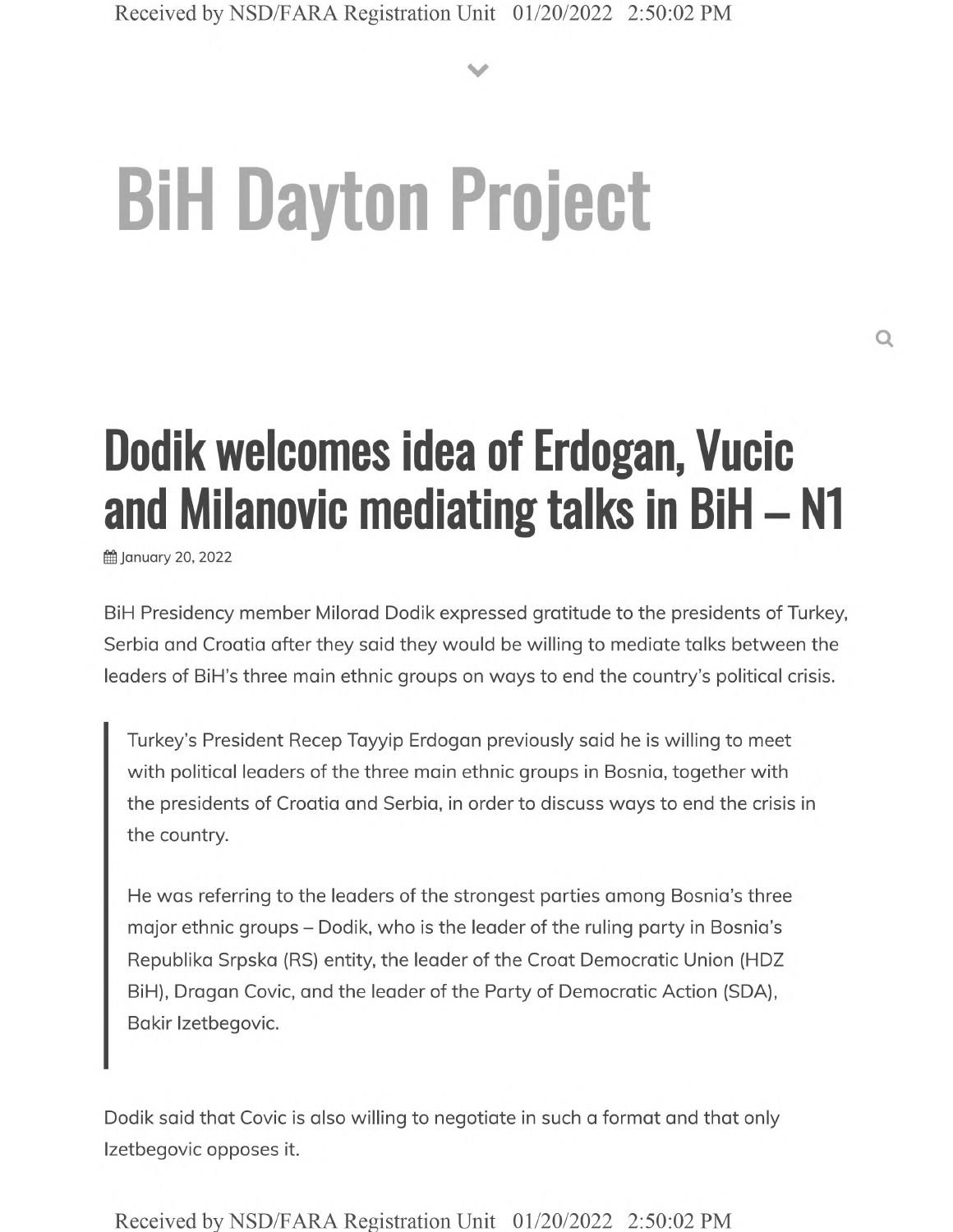# BiH Dayton Project

## Dodik welcomes idea of Erdogan, Vucic and Milanovic mediating talks in BiH – N1

January 20, 2022

BiH Presidency member Milorad Dodik expressed gratitude to the presidents of Turkey, Serbia and Croatia after they said they would be willing to mediate talks between the leaders of BiH's three main ethnic groups on ways to end the country's political crisis.

> Turkey's President Recep Tayyip Erdogan previously said he is willing to meet with political leaders of the three main ethnic groups in Bosnia, together with the presidents of Croatia and Serbia, in order to discuss ways to end the crisis in the country.
>
> He was referring to the leaders of the strongest parties among Bosnia's three major ethnic groups – Dodik, who is the leader of the ruling party in Bosnia's Republika Srpska (RS) entity, the leader of the Croat Democratic Union (HDZ BiH), Dragan Covic, and the leader of the Party of Democratic Action (SDA), Bakir Izetbegovic.

Dodik said that Covic is also willing to negotiate in such a format and that only Izetbegovic opposes it.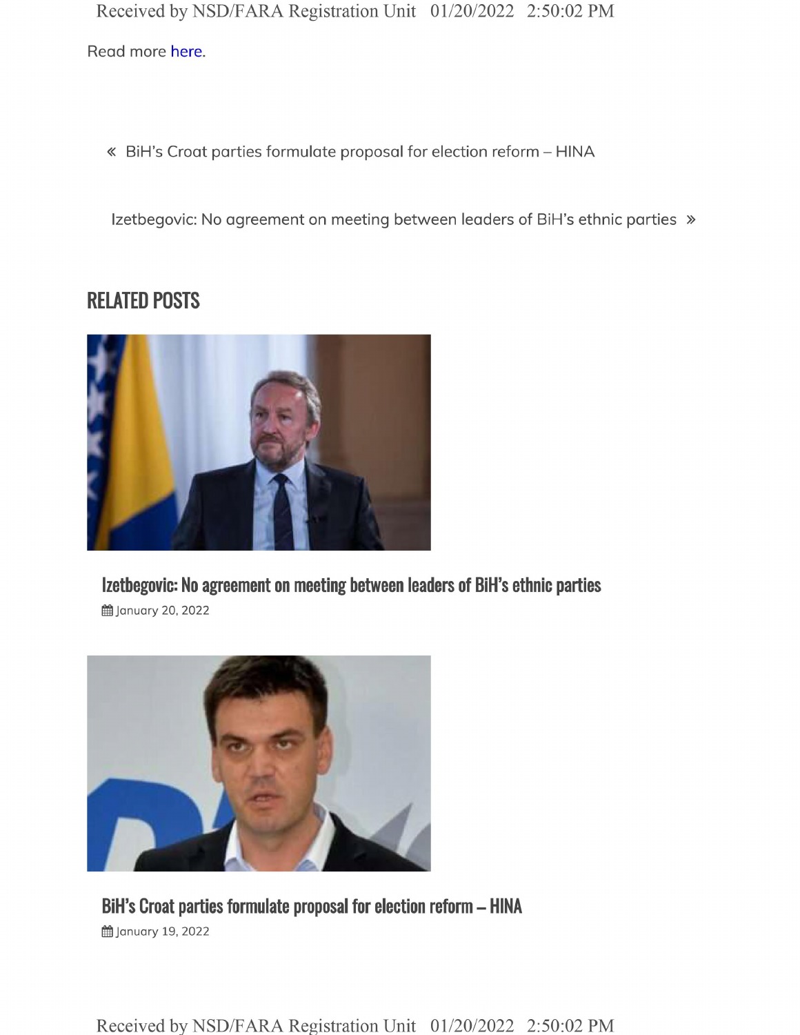Read more here.

« BiH's Croat parties formulate proposal for election reform – HINA

Izetbegovic: No agreement on meeting between leaders of BiH's ethnic parties »

## RELATED POSTS

### Izetbegovic: No agreement on meeting between leaders of BiH's ethnic parties

January 20, 2022

### BiH's Croat parties formulate proposal for election reform – HINA

January 19, 2022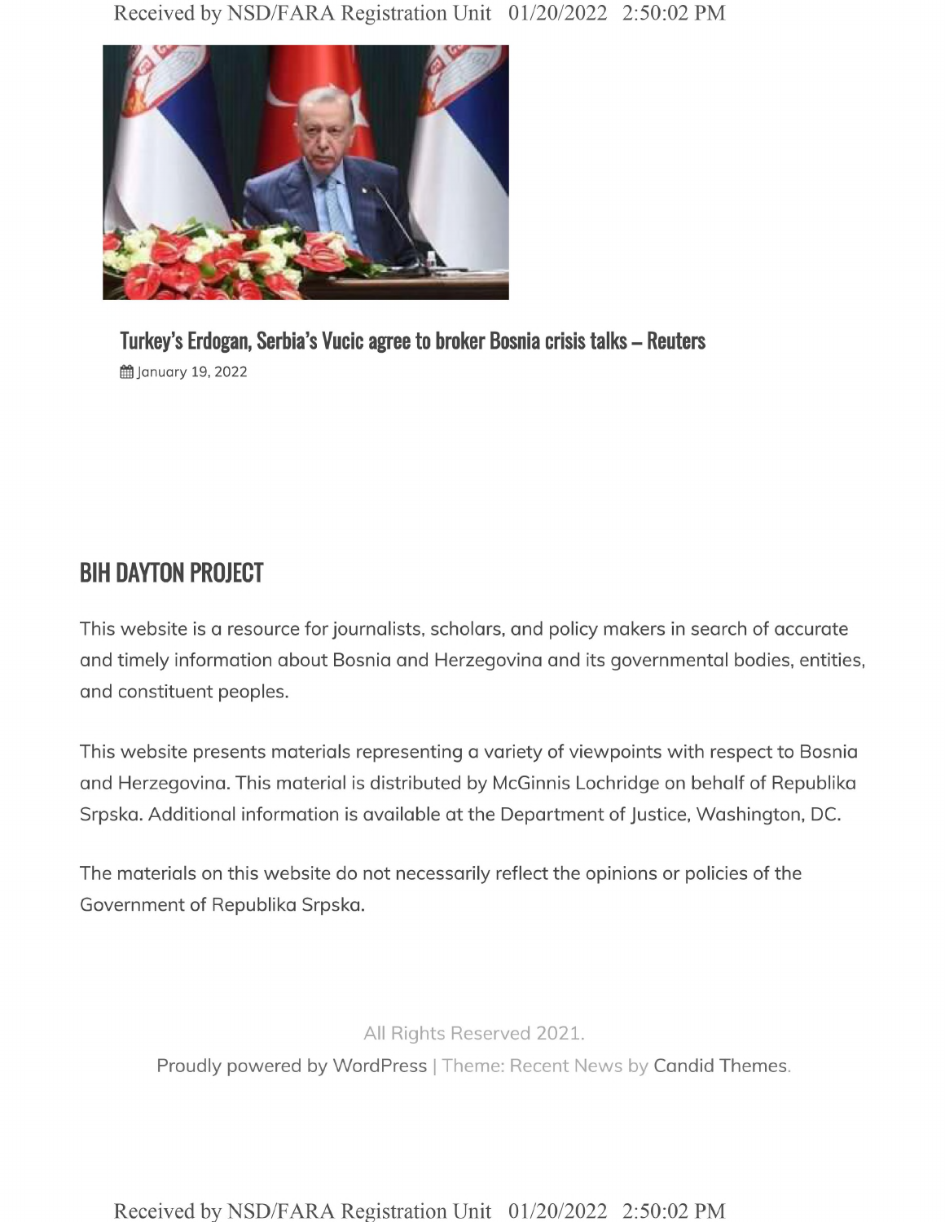Turkey's Erdogan, Serbia's Vucic agree to broker Bosnia crisis talks – Reuters

January 19, 2022

## BIH DAYTON PROJECT

This website is a resource for journalists, scholars, and policy makers in search of accurate and timely information about Bosnia and Herzegovina and its governmental bodies, entities, and constituent peoples.

This website presents materials representing a variety of viewpoints with respect to Bosnia and Herzegovina. This material is distributed by McGinnis Lochridge on behalf of Republika Srpska. Additional information is available at the Department of Justice, Washington, DC.

The materials on this website do not necessarily reflect the opinions or policies of the Government of Republika Srpska.

All Rights Reserved 2021.

Proudly powered by WordPress | Theme: Recent News by Candid Themes.